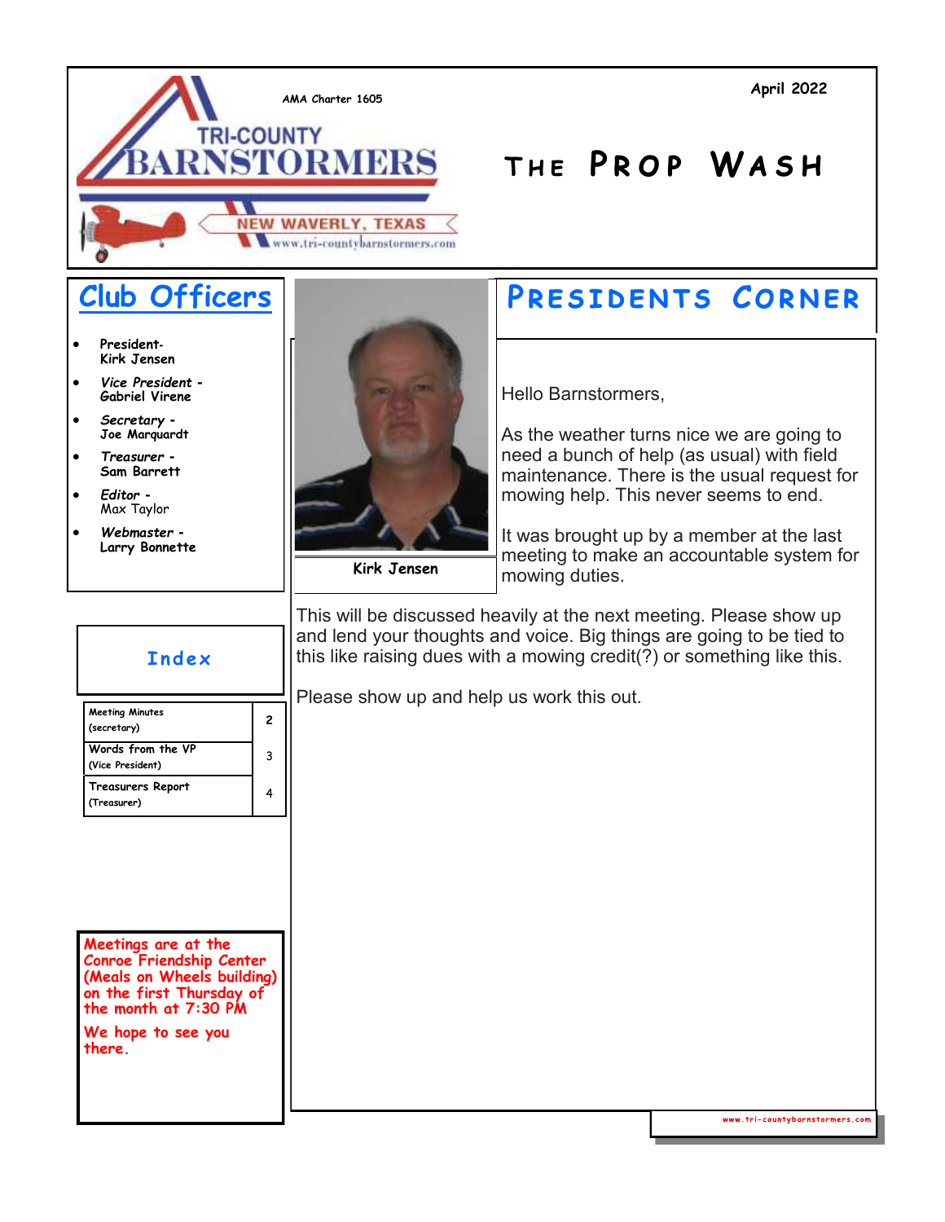AMA Charter 1605

TRI-COUNTY BARNSTORMERS

NEW WAVERLY, TEXAS

www.tri-countybarnstormers.com

April 2022

# The Prop Wash

## Club Officers

- **President-** **Kirk Jensen**
- ***Vice President -*** **Gabriel Virene**
- ***Secretary -*** **Joe Marquardt**
- ***Treasurer -*** **Sam Barrett**
- ***Editor -*** Max Taylor
- ***Webmaster -*** **Larry Bonnette**

## Index

| | |
|---|---|
| Meeting Minutes (secretary) | 2 |
| Words from the VP (Vice President) | 3 |
| Treasurers Report (Treasurer) | 4 |

**Meetings are at the Conroe Friendship Center (Meals on Wheels building) on the first Thursday of the month at 7:30 PM**

**We hope to see you there.**

## Presidents Corner

**Kirk Jensen**

Hello Barnstormers,

As the weather turns nice we are going to need a bunch of help (as usual) with field maintenance. There is the usual request for mowing help. This never seems to end.

It was brought up by a member at the last meeting to make an accountable system for mowing duties.

This will be discussed heavily at the next meeting. Please show up and lend your thoughts and voice. Big things are going to be tied to this like raising dues with a mowing credit(?) or something like this.

Please show up and help us work this out.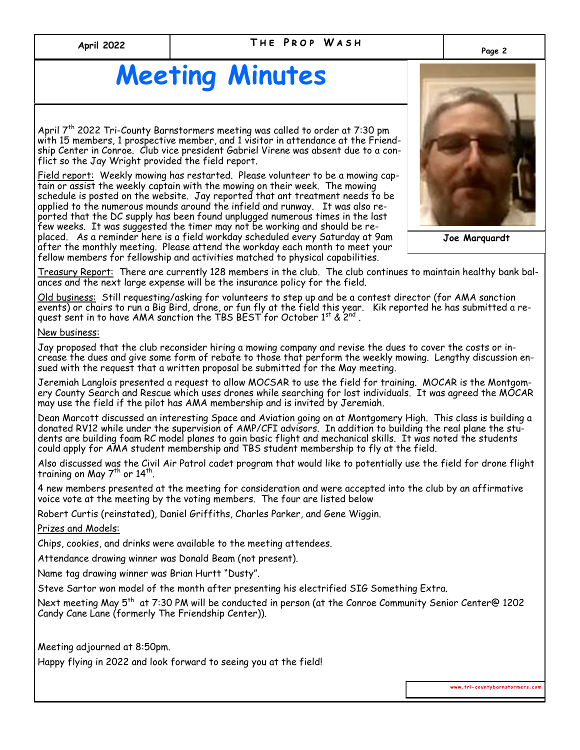# Meeting Minutes

Joe Marquardt

April 7th 2022 Tri-County Barnstormers meeting was called to order at 7:30 pm with 15 members, 1 prospective member, and 1 visitor in attendance at the Friendship Center in Conroe. Club vice president Gabriel Virene was absent due to a conflict so the Jay Wright provided the field report.

Field report: Weekly mowing has restarted. Please volunteer to be a mowing captain or assist the weekly captain with the mowing on their week. The mowing schedule is posted on the website. Jay reported that ant treatment needs to be applied to the numerous mounds around the infield and runway. It was also reported that the DC supply has been found unplugged numerous times in the last few weeks. It was suggested the timer may not be working and should be replaced. As a reminder here is a field workday scheduled every Saturday at 9am after the monthly meeting. Please attend the workday each month to meet your fellow members for fellowship and activities matched to physical capabilities.

Treasury Report: There are currently 128 members in the club. The club continues to maintain healthy bank balances and the next large expense will be the insurance policy for the field.

Old business: Still requesting/asking for volunteers to step up and be a contest director (for AMA sanction events) or chairs to run a Big Bird, drone, or fun fly at the field this year. Kik reported he has submitted a request sent in to have AMA sanction the TBS BEST for October 1st & 2nd .

New business:

Jay proposed that the club reconsider hiring a mowing company and revise the dues to cover the costs or increase the dues and give some form of rebate to those that perform the weekly mowing. Lengthy discussion ensued with the request that a written proposal be submitted for the May meeting.

Jeremiah Langlois presented a request to allow MOCSAR to use the field for training. MOCAR is the Montgomery County Search and Rescue which uses drones while searching for lost individuals. It was agreed the MOCAR may use the field if the pilot has AMA membership and is invited by Jeremiah.

Dean Marcott discussed an interesting Space and Aviation going on at Montgomery High. This class is building a donated RV12 while under the supervision of AMP/CFI advisors. In addition to building the real plane the students are building foam RC model planes to gain basic flight and mechanical skills. It was noted the students could apply for AMA student membership and TBS student membership to fly at the field.

Also discussed was the Civil Air Patrol cadet program that would like to potentially use the field for drone flight training on May 7th or 14th.

4 new members presented at the meeting for consideration and were accepted into the club by an affirmative voice vote at the meeting by the voting members. The four are listed below

Robert Curtis (reinstated), Daniel Griffiths, Charles Parker, and Gene Wiggin.

Prizes and Models:

Chips, cookies, and drinks were available to the meeting attendees.

Attendance drawing winner was Donald Beam (not present).

Name tag drawing winner was Brian Hurtt "Dusty".

Steve Sartor won model of the month after presenting his electrified SIG Something Extra.

Next meeting May 5th at 7:30 PM will be conducted in person (at the Conroe Community Senior Center@ 1202 Candy Cane Lane (formerly The Friendship Center)).

Meeting adjourned at 8:50pm.

Happy flying in 2022 and look forward to seeing you at the field!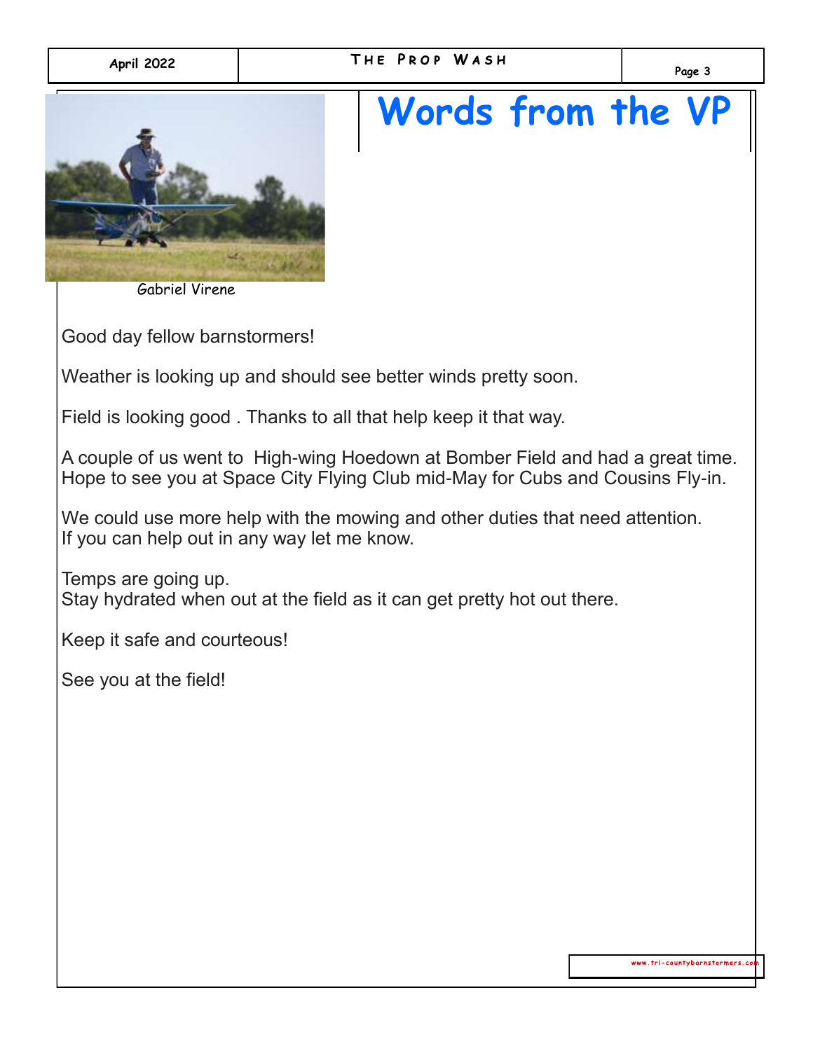# Words from the VP

Gabriel Virene

Good day fellow barnstormers!

Weather is looking up and should see better winds pretty soon.

Field is looking good . Thanks to all that help keep it that way.

A couple of us went to High-wing Hoedown at Bomber Field and had a great time. Hope to see you at Space City Flying Club mid-May for Cubs and Cousins Fly-in.

We could use more help with the mowing and other duties that need attention. If you can help out in any way let me know.

Temps are going up.
Stay hydrated when out at the field as it can get pretty hot out there.

Keep it safe and courteous!

See you at the field!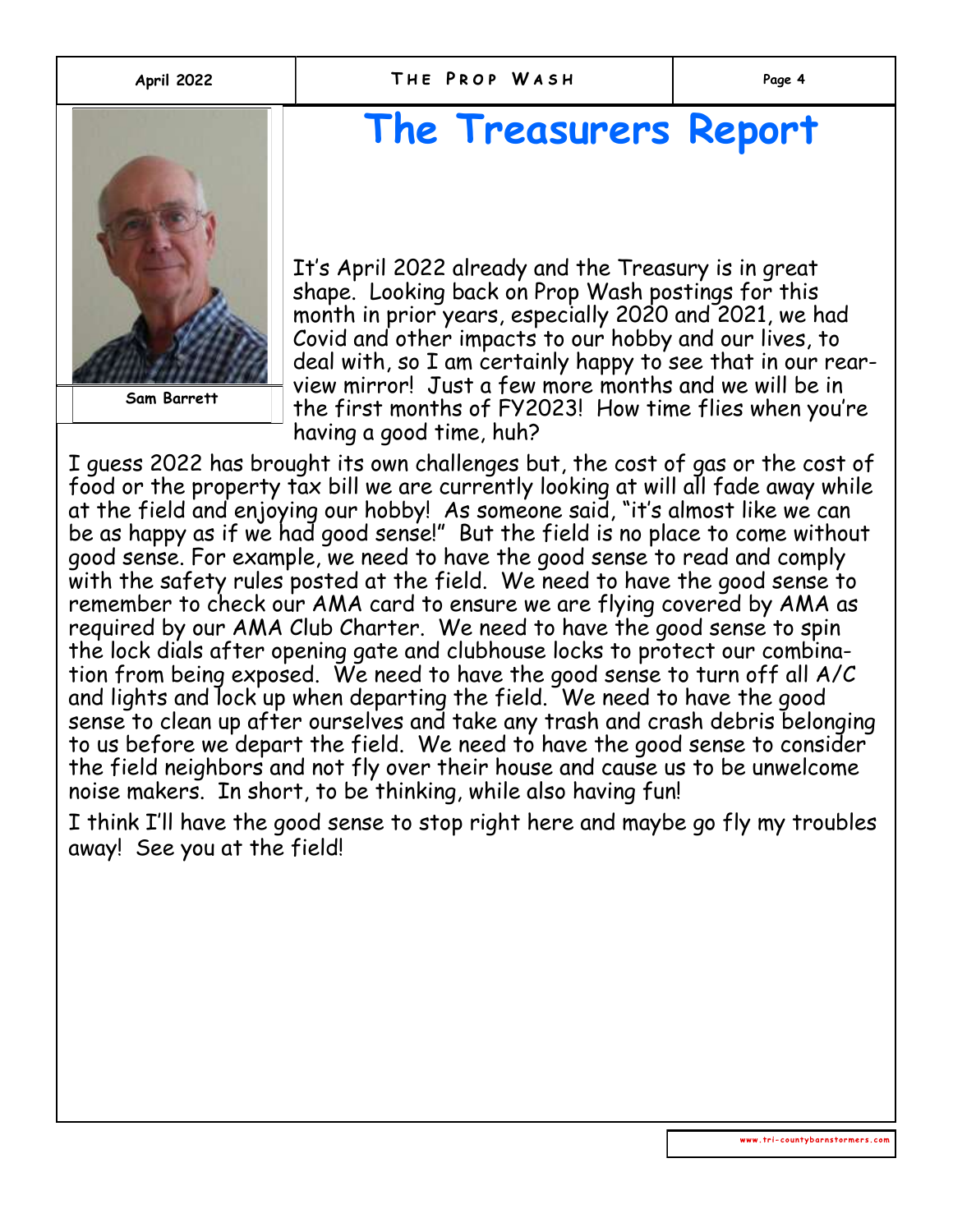# The Treasurers Report

Sam Barrett

It's April 2022 already and the Treasury is in great shape. Looking back on Prop Wash postings for this month in prior years, especially 2020 and 2021, we had Covid and other impacts to our hobby and our lives, to deal with, so I am certainly happy to see that in our rear-view mirror! Just a few more months and we will be in the first months of FY2023! How time flies when you're having a good time, huh?

I guess 2022 has brought its own challenges but, the cost of gas or the cost of food or the property tax bill we are currently looking at will all fade away while at the field and enjoying our hobby! As someone said, "it's almost like we can be as happy as if we had good sense!" But the field is no place to come without good sense. For example, we need to have the good sense to read and comply with the safety rules posted at the field. We need to have the good sense to remember to check our AMA card to ensure we are flying covered by AMA as required by our AMA Club Charter. We need to have the good sense to spin the lock dials after opening gate and clubhouse locks to protect our combination from being exposed. We need to have the good sense to turn off all A/C and lights and lock up when departing the field. We need to have the good sense to clean up after ourselves and take any trash and crash debris belonging to us before we depart the field. We need to have the good sense to consider the field neighbors and not fly over their house and cause us to be unwelcome noise makers. In short, to be thinking, while also having fun!

I think I'll have the good sense to stop right here and maybe go fly my troubles away! See you at the field!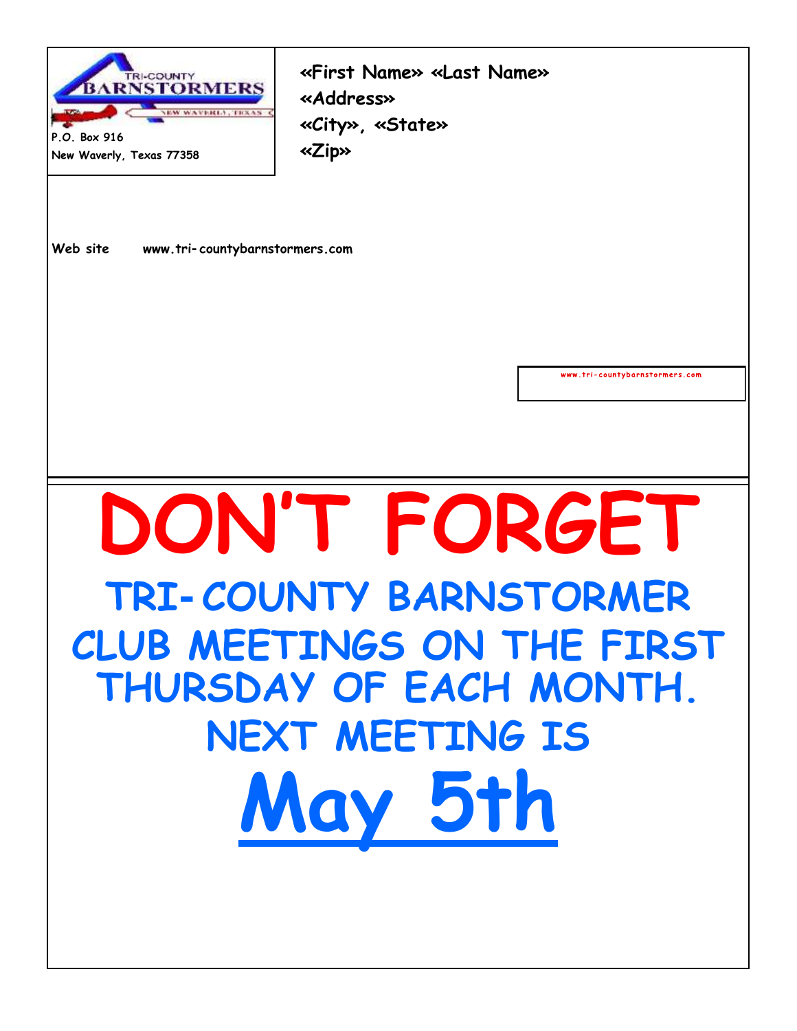TRI-COUNTY BARNSTORMERS

NEW WAVERLY, TEXAS

P.O. Box 916
New Waverly, Texas 77358

«First Name» «Last Name»
«Address»
«City», «State»
«Zip»

Web site www.tri-countybarnstormers.com

www.tri-countybarnstormers.com

# DON'T FORGET

## TRI-COUNTY BARNSTORMER CLUB MEETINGS ON THE FIRST THURSDAY OF EACH MONTH.

## NEXT MEETING IS

# May 5th